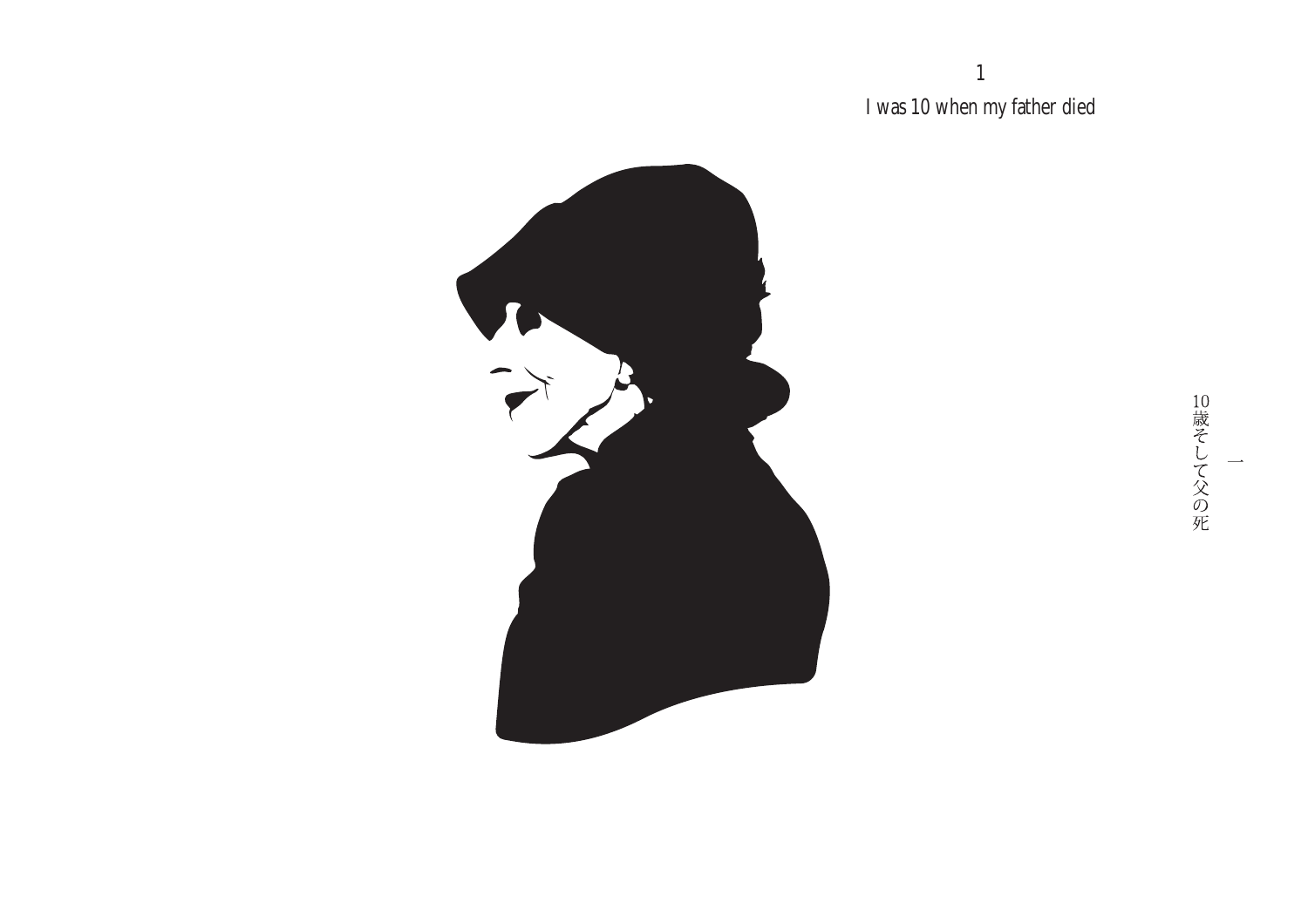# 1

## I was 10 when my father died

一

10歳そして父の死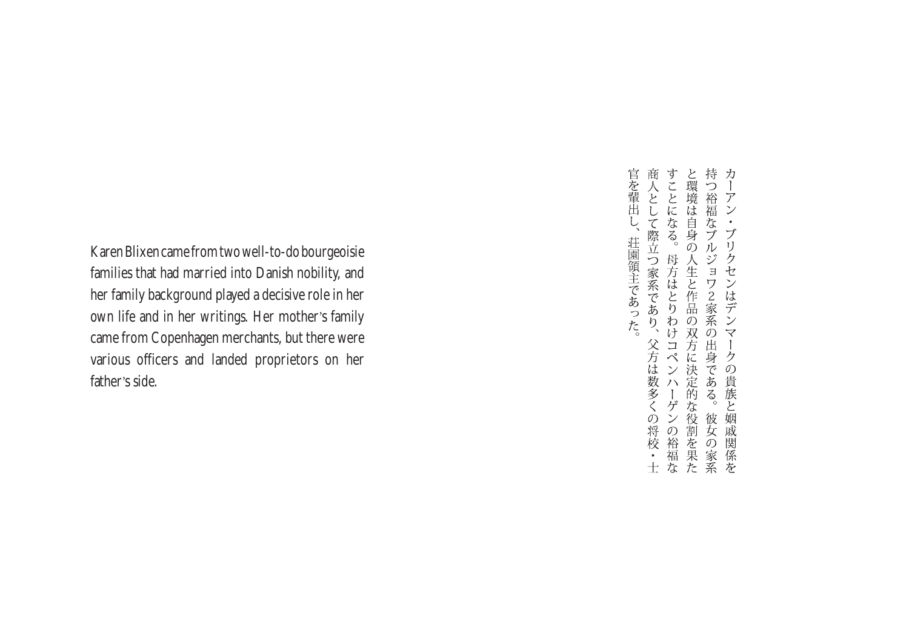Karen Blixen came from two well-to-do bourgeoisie families that had married into Danish nobility, and her family background played a decisive role in her own life and in her writings. Her mother's family came from Copenhagen merchants, but there were various officers and landed proprietors on her father's side.

カーアン・ブリクセンはデンマークの貴族と姻戚関係を持つ裕福なブルジョワ２家系の出身である。彼女の家系と環境は自身の人生と作品の双方に決定的な役割を果たすことになる。母方はとりわけコペンハーゲンの裕福な商人として際立つ家系であり、父方は数多くの将校・士官を輩出し、荘園領主であった。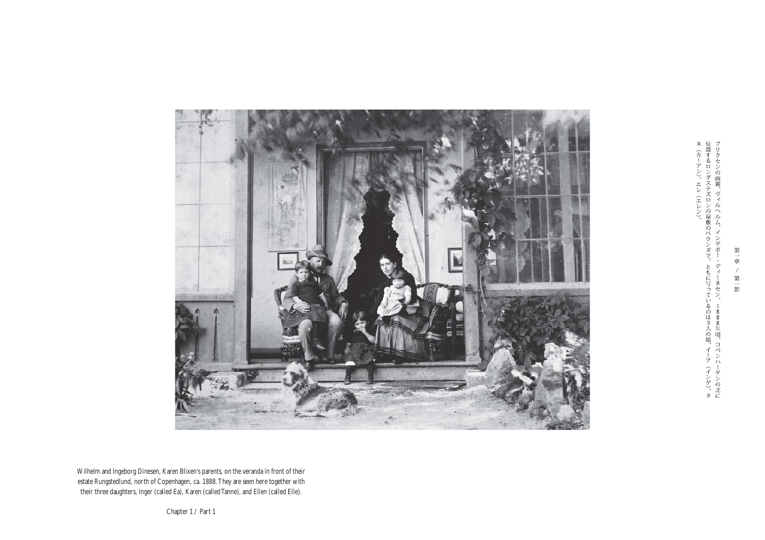第一章 / 第一節

ブリクセンの両親、ヴィルヘルム、インゲボー・ディーネセン。1888年頃、コペンハーゲンの北に位置するロングステズロンの屋敷のベランダで。ともに写っているのは3人の娘、イーア（インゲ）、タネ（カーアン）、エレ（エレン）。

Wilhelm and Ingeborg Dinesen, Karen Blixen's parents, on the veranda in front of their estate Rungstedlund, north of Copenhagen, ca. 1888. They are seen here together with their three daughters, Inger (called Ea), Karen (called Tanne), and Ellen (called Elle).

Chapter 1 / Part 1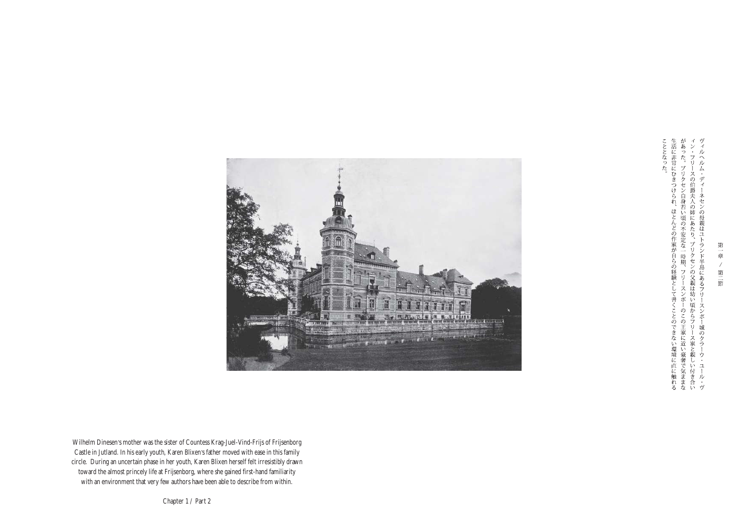ヴィルヘルム・ディーネセンの母親はユトランド半島にあるフリースンボー城のクラーウ・ユール・ヴィン・フリースの伯爵夫人の姉にあたり、ブリクセンの父親は幼い頃からフリース家と親しい付き合いがあった。ブリクセン自身若い頃の不安定な一時期、フリースンボーのこの王家に近い豪奢で気ままな生活に非常にひきつけられ、ほとんどの作家が自らの経験として書くことのできない環境に直に触れることとなった。

Wilhelm Dinesen's mother was the sister of Countess Krag-Juel-Vind-Frijs of Frijsenborg Castle in Jutland. In his early youth, Karen Blixen's father moved with ease in this family circle. During an uncertain phase in her youth, Karen Blixen herself felt irresistibly drawn toward the almost princely life at Frijsenborg, where she gained first-hand familiarity with an environment that very few authors have been able to describe from within.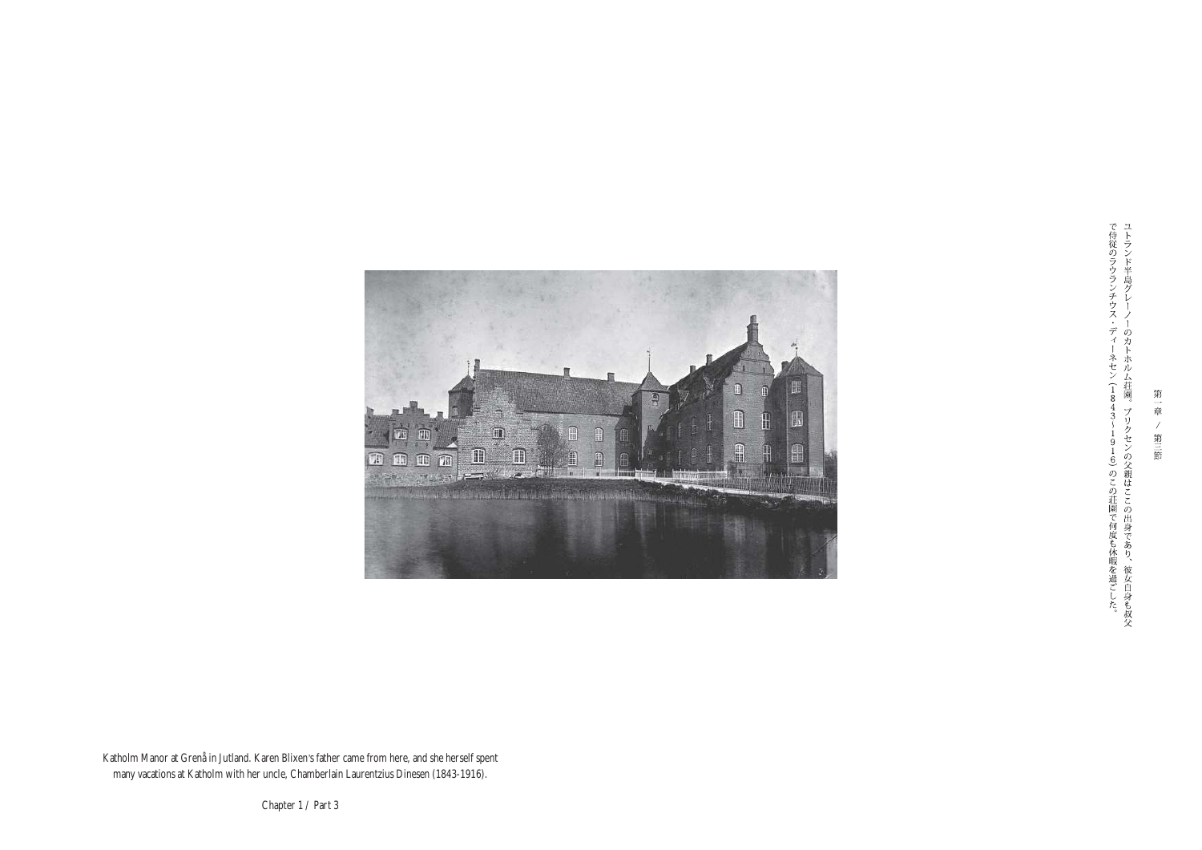ユトランド半島グレーノーのカトホルム荘園。ブリクセンの父親はここの出身であり、彼女自身も叔父で侍従のラウランチウス・ディーネセン（1843〜1916）のこの荘園で何度も休暇を過ごした。

Katholm Manor at Grenå in Jutland. Karen Blixen's father came from here, and she herself spent many vacations at Katholm with her uncle, Chamberlain Laurentzius Dinesen (1843-1916).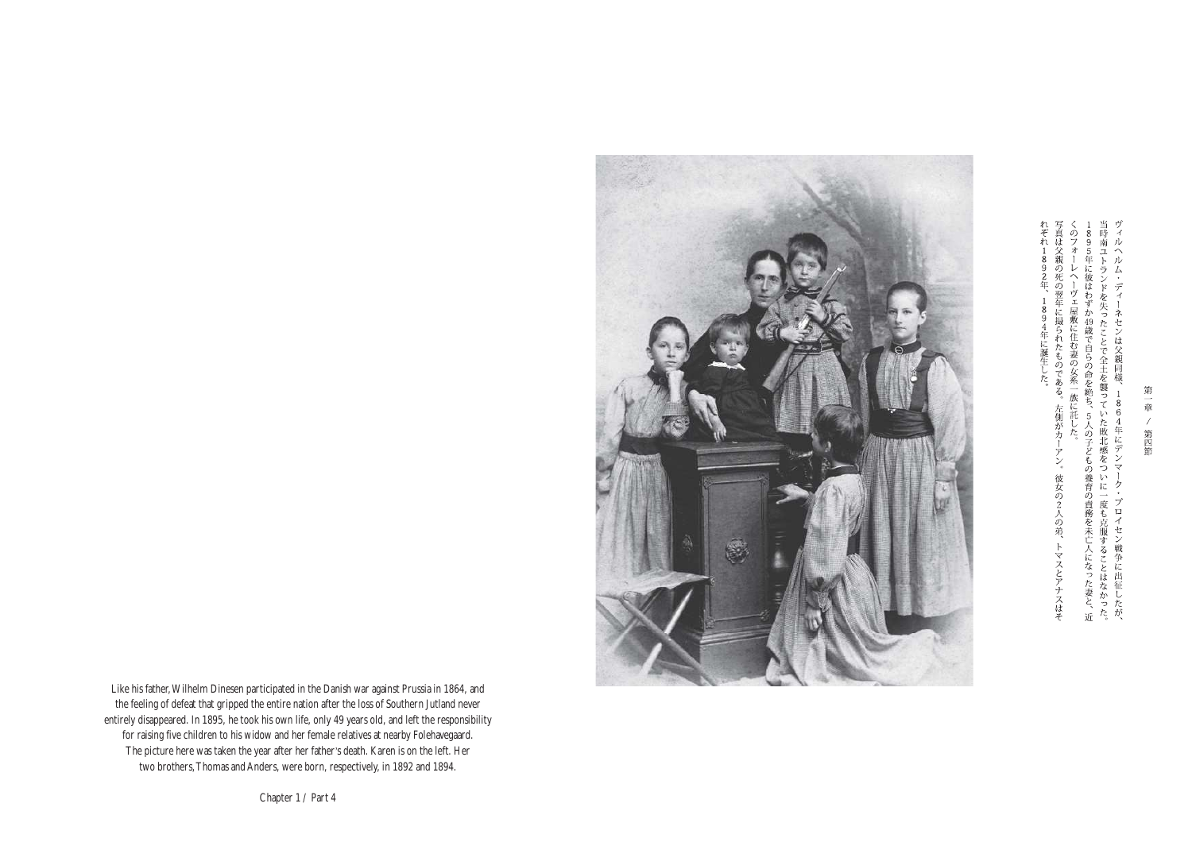第一章 / 第四節

ヴィルヘルム・ディーネセンは父親同様、1864年にデンマーク・プロイセン戦争に出征したが、当時南ユトランドを失ったことで全土を襲っていた敗北感をついに一度も克服することはなかった。1895年に彼はわずか49歳で自らの命を絶ち、5人の子どもの養育の責務を未亡人になった妻と、近くのフォーレヘーヴェ屋敷に住む妻の女系一族に託した。写真は父親の死の翌年に撮られたものである。左側がカーアン。彼女の2人の弟、トマスとアナスはそれぞれ1892年、1894年に誕生した。

Like his father, Wilhelm Dinesen participated in the Danish war against Prussia in 1864, and the feeling of defeat that gripped the entire nation after the loss of Southern Jutland never entirely disappeared. In 1895, he took his own life, only 49 years old, and left the responsibility for raising five children to his widow and her female relatives at nearby Folehavegaard. The picture here was taken the year after her father's death. Karen is on the left. Her two brothers, Thomas and Anders, were born, respectively, in 1892 and 1894.

Chapter 1 / Part 4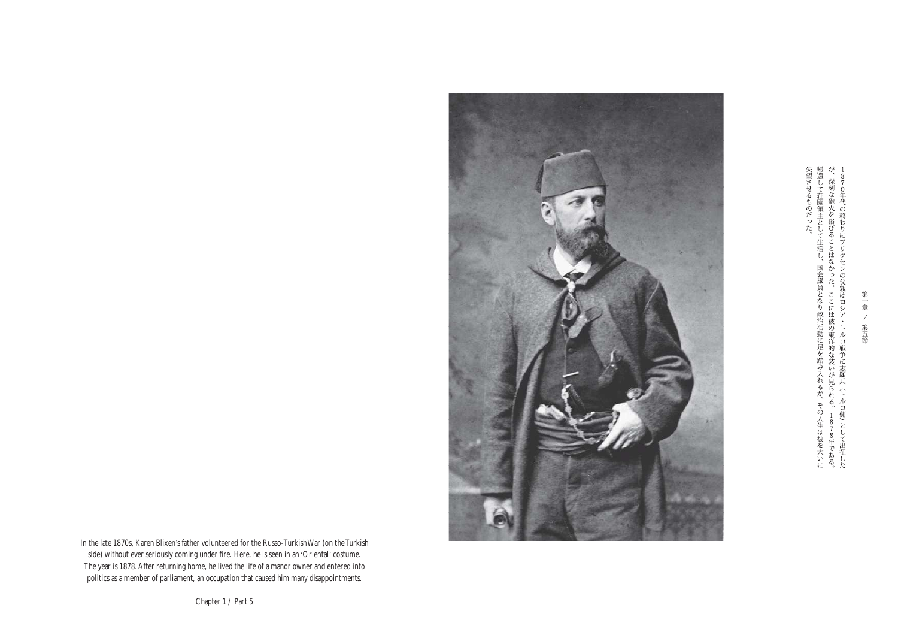In the late 1870s, Karen Blixen's father volunteered for the Russo-Turkish War (on the Turkish side) without ever seriously coming under fire. Here, he is seen in an 'Oriental' costume. The year is 1878. After returning home, he lived the life of a manor owner and entered into politics as a member of parliament, an occupation that caused him many disappointments.

1870年代の終わりにブリクセンの父親はロシア・トルコ戦争に志願兵（トルコ側）として出征したが、深刻な砲火を浴びることはなかった。ここには彼の東洋的な装いが見られる。1878年である。帰還して荘園領主として生活し、国会議員となり政治活動に足を踏み入れるが、その人生は彼を大いに失望させるものだった。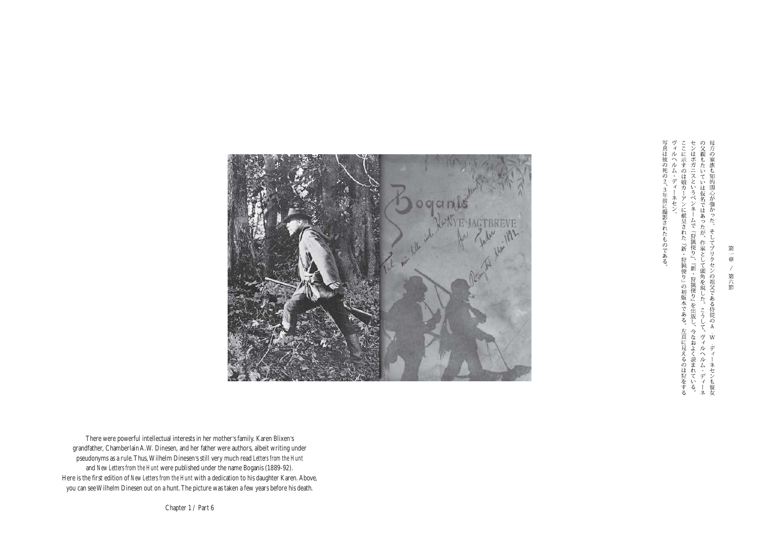母方の家族も知的関心が強かった。そしてブリクセンの祖父である侍従のＡ．Ｗ．ディーネセンも彼女の父親もたいていは仮名ではあったが、作家として頭角を現した。こうして、ヴィルヘルム・ディーネセンはボガニスというペンネームで『狩猟便り』、『新・狩猟便り』を出版し、今なおよく読まれている。ここに示すのは娘カーアンに献呈された『新・狩猟便り』の初版本である。左頁に見えるのは狩をするヴィルヘルム・ディーネセン。写真は彼の死の２、３年前に撮影されたものである。

There were powerful intellectual interests in her mother's family. Karen Blixen's grandfather, Chamberlain A.W. Dinesen, and her father were authors, albeit writing under pseudonyms as a rule. Thus, Wilhelm Dinesen's still very much read *Letters from the Hunt* and *New Letters from the Hunt* were published under the name Boganis (1889-92). Here is the first edition of *New Letters from the Hunt* with a dedication to his daughter Karen. Above, you can see Wilhelm Dinesen out on a hunt. The picture was taken a few years before his death.